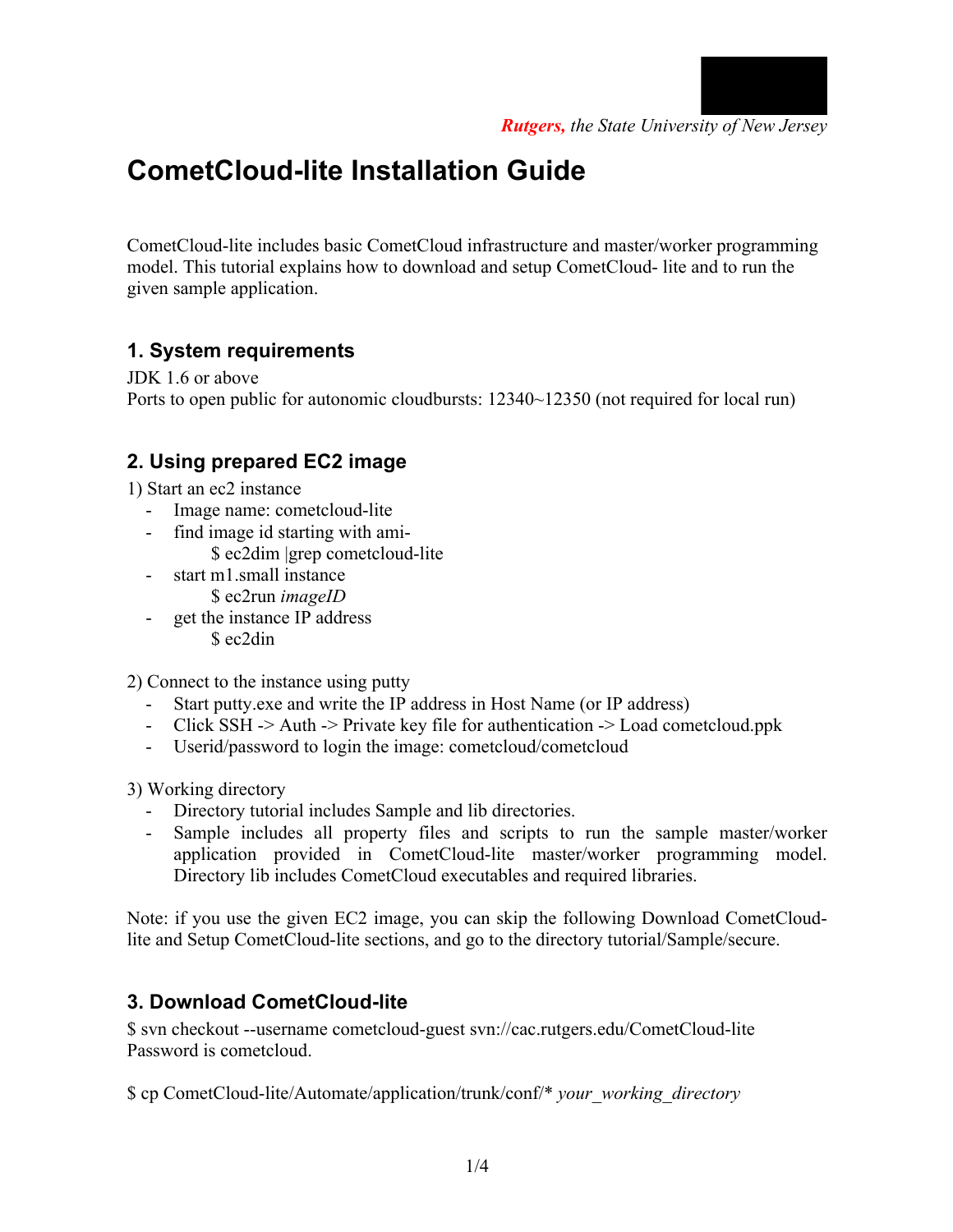*Rutgers, the State University of New Jersey*

# CometCloud-lite Installation Guide

CometCloud-lite includes basic CometCloud infrastructure and master/worker programming model. This tutorial explains how to download and setup CometCloud- lite and to run the given sample application.

## 1. System requirements

JDK 1.6 or above
Ports to open public for autonomic cloudbursts: 12340~12350 (not required for local run)

## 2. Using prepared EC2 image

1) Start an ec2 instance

- Image name: cometcloud-lite
- find image id starting with ami-
  ```
  $ ec2dim |grep cometcloud-lite
  ```
- start m1.small instance
  ```
  $ ec2run imageID
  ```
- get the instance IP address
  ```
  $ ec2din
  ```

2) Connect to the instance using putty

- Start putty.exe and write the IP address in Host Name (or IP address)
- Click SSH -> Auth -> Private key file for authentication -> Load cometcloud.ppk
- Userid/password to login the image: cometcloud/cometcloud

3) Working directory

- Directory tutorial includes Sample and lib directories.
- Sample includes all property files and scripts to run the sample master/worker application provided in CometCloud-lite master/worker programming model. Directory lib includes CometCloud executables and required libraries.

Note: if you use the given EC2 image, you can skip the following Download CometCloud-lite and Setup CometCloud-lite sections, and go to the directory tutorial/Sample/secure.

## 3. Download CometCloud-lite

```
$ svn checkout --username cometcloud-guest svn://cac.rutgers.edu/CometCloud-lite
```

Password is cometcloud.

```
$ cp CometCloud-lite/Automate/application/trunk/conf/* your_working_directory
```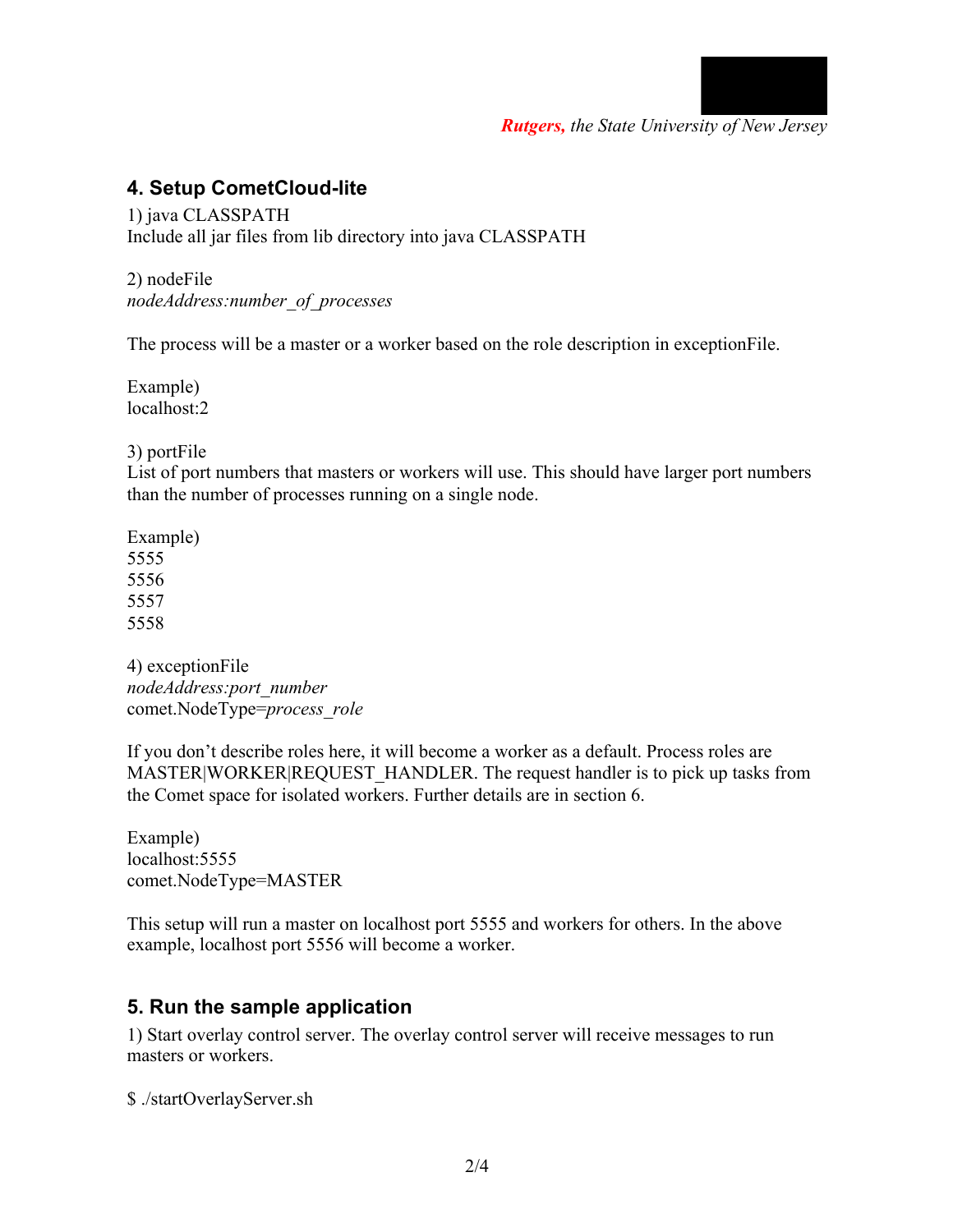## 4. Setup CometCloud-lite

1) java CLASSPATH
Include all jar files from lib directory into java CLASSPATH

2) nodeFile
*nodeAddress:number_of_processes*

The process will be a master or a worker based on the role description in exceptionFile.

Example)
localhost:2

3) portFile
List of port numbers that masters or workers will use. This should have larger port numbers than the number of processes running on a single node.

Example)
5555
5556
5557
5558

4) exceptionFile
*nodeAddress:port_number*
comet.NodeType=*process_role*

If you don't describe roles here, it will become a worker as a default. Process roles are MASTER|WORKER|REQUEST_HANDLER. The request handler is to pick up tasks from the Comet space for isolated workers. Further details are in section 6.

Example)
localhost:5555
comet.NodeType=MASTER

This setup will run a master on localhost port 5555 and workers for others. In the above example, localhost port 5556 will become a worker.

## 5. Run the sample application

1) Start overlay control server. The overlay control server will receive messages to run masters or workers.

$ ./startOverlayServer.sh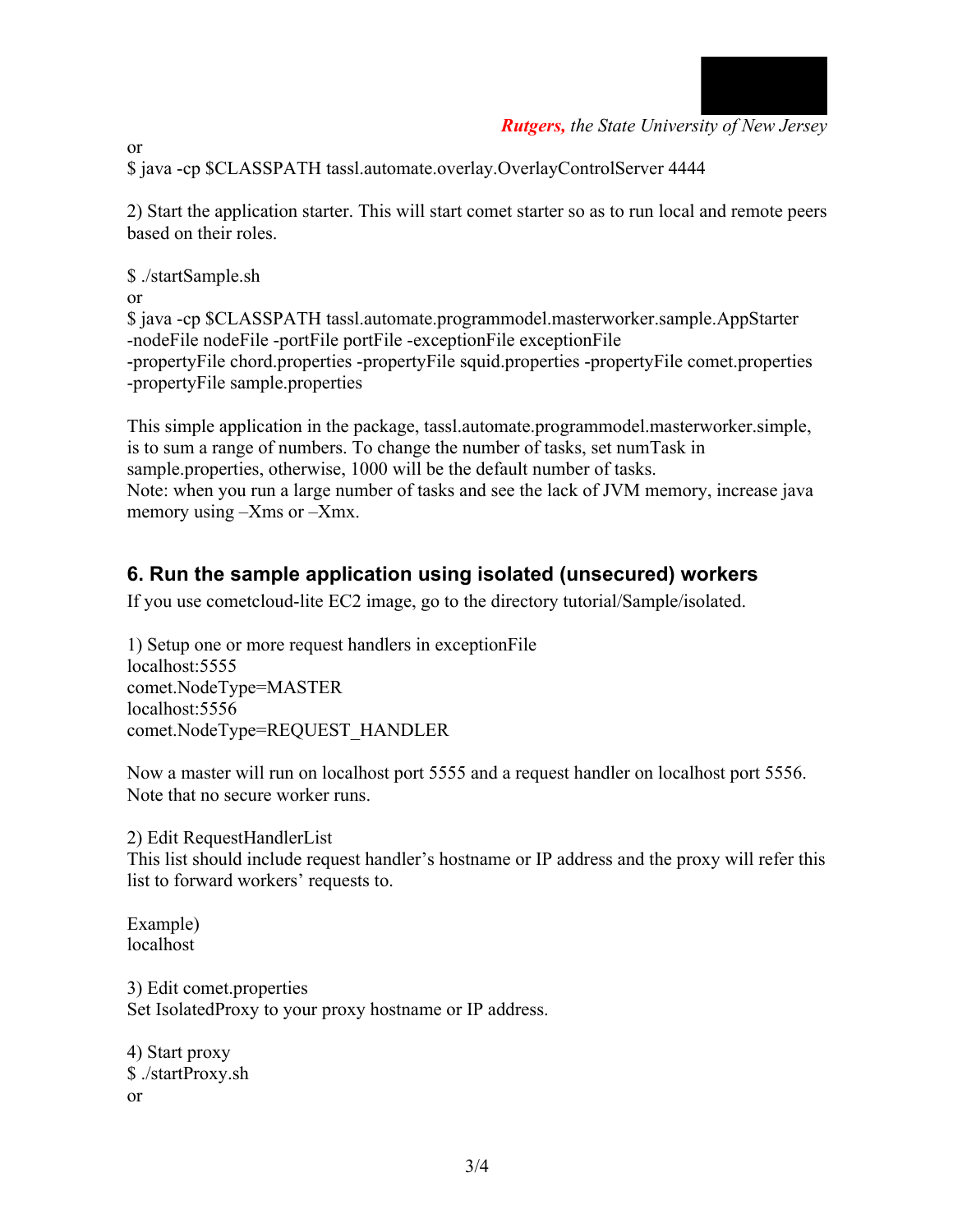or

```
$ java -cp $CLASSPATH tassl.automate.overlay.OverlayControlServer 4444
```

2) Start the application starter. This will start comet starter so as to run local and remote peers based on their roles.

```
$ ./startSample.sh
```

or

```
$ java -cp $CLASSPATH tassl.automate.programmodel.masterworker.sample.AppStarter
-nodeFile nodeFile -portFile portFile -exceptionFile exceptionFile
-propertyFile chord.properties -propertyFile squid.properties -propertyFile comet.properties
-propertyFile sample.properties
```

This simple application in the package, tassl.automate.programmodel.masterworker.simple, is to sum a range of numbers. To change the number of tasks, set numTask in sample.properties, otherwise, 1000 will be the default number of tasks.
Note: when you run a large number of tasks and see the lack of JVM memory, increase java memory using –Xms or –Xmx.

## 6. Run the sample application using isolated (unsecured) workers

If you use cometcloud-lite EC2 image, go to the directory tutorial/Sample/isolated.

1) Setup one or more request handlers in exceptionFile

```
localhost:5555
comet.NodeType=MASTER
localhost:5556
comet.NodeType=REQUEST_HANDLER
```

Now a master will run on localhost port 5555 and a request handler on localhost port 5556. Note that no secure worker runs.

2) Edit RequestHandlerList
This list should include request handler's hostname or IP address and the proxy will refer this list to forward workers' requests to.

Example)

```
localhost
```

3) Edit comet.properties
Set IsolatedProxy to your proxy hostname or IP address.

4) Start proxy

```
$ ./startProxy.sh
```

or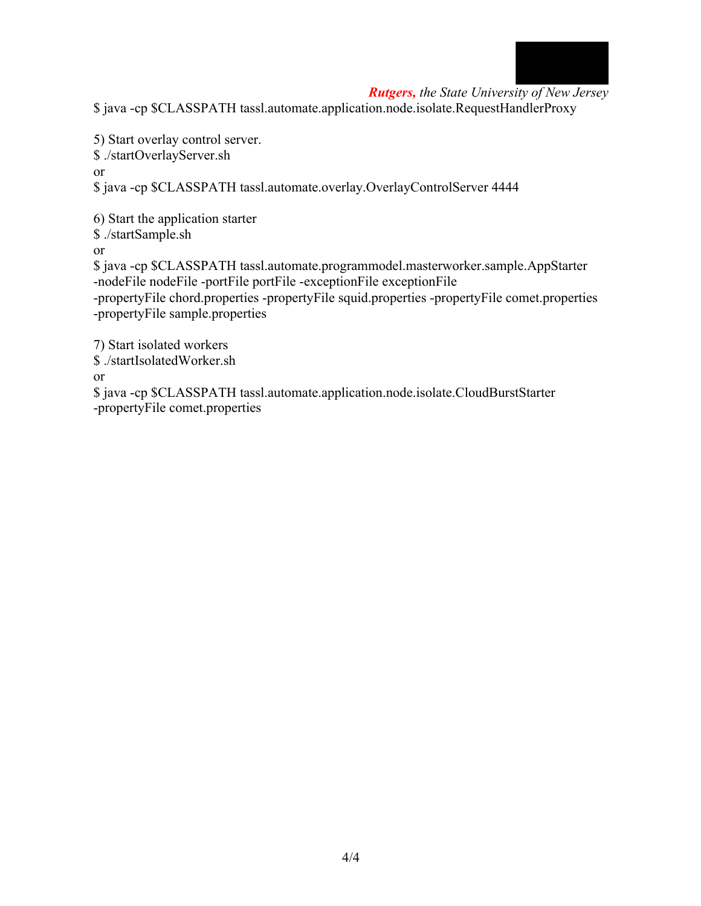```
$ java -cp $CLASSPATH tassl.automate.application.node.isolate.RequestHandlerProxy
```

5) Start overlay control server.

```
$ ./startOverlayServer.sh
```

or

```
$ java -cp $CLASSPATH tassl.automate.overlay.OverlayControlServer 4444
```

6) Start the application starter

```
$ ./startSample.sh
```

or

```
$ java -cp $CLASSPATH tassl.automate.programmodel.masterworker.sample.AppStarter
-nodeFile nodeFile -portFile portFile -exceptionFile exceptionFile
-propertyFile chord.properties -propertyFile squid.properties -propertyFile comet.properties
-propertyFile sample.properties
```

7) Start isolated workers

```
$ ./startIsolatedWorker.sh
```

or

```
$ java -cp $CLASSPATH tassl.automate.application.node.isolate.CloudBurstStarter
-propertyFile comet.properties
```